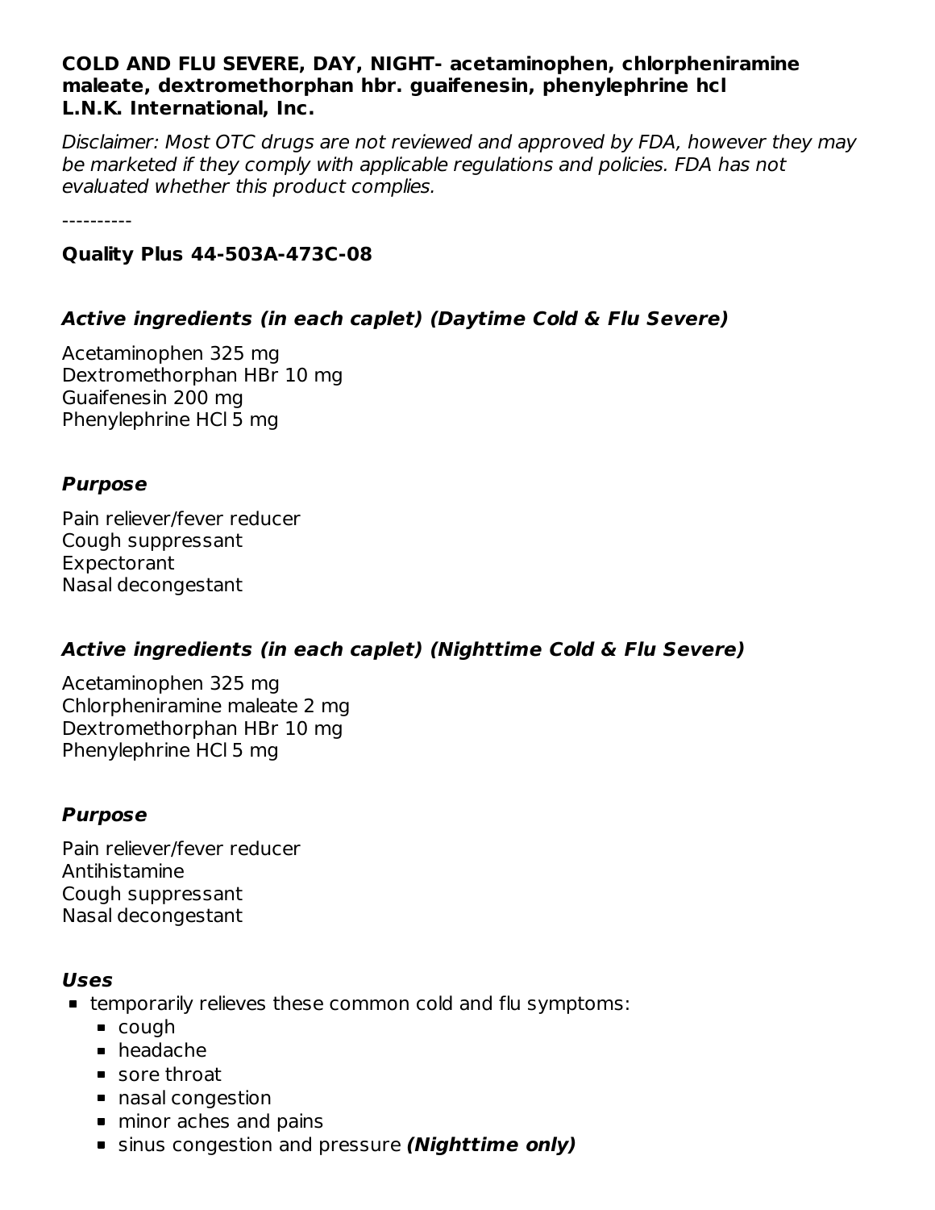**COLD AND FLU SEVERE, DAY, NIGHT- acetaminophen, chlorpheniramine maleate, dextromethorphan hbr. guaifenesin, phenylephrine hcl**
**L.N.K. International, Inc.**

*Disclaimer: Most OTC drugs are not reviewed and approved by FDA, however they may be marketed if they comply with applicable regulations and policies. FDA has not evaluated whether this product complies.*

----------

**Quality Plus 44-503A-473C-08**

### *Active ingredients (in each caplet) (Daytime Cold & Flu Severe)*

Acetaminophen 325 mg
Dextromethorphan HBr 10 mg
Guaifenesin 200 mg
Phenylephrine HCl 5 mg

### *Purpose*

Pain reliever/fever reducer
Cough suppressant
Expectorant
Nasal decongestant

### *Active ingredients (in each caplet) (Nighttime Cold & Flu Severe)*

Acetaminophen 325 mg
Chlorpheniramine maleate 2 mg
Dextromethorphan HBr 10 mg
Phenylephrine HCl 5 mg

### *Purpose*

Pain reliever/fever reducer
Antihistamine
Cough suppressant
Nasal decongestant

### *Uses*

- temporarily relieves these common cold and flu symptoms:
  - cough
  - headache
  - sore throat
  - nasal congestion
  - minor aches and pains
  - sinus congestion and pressure ***(Nighttime only)***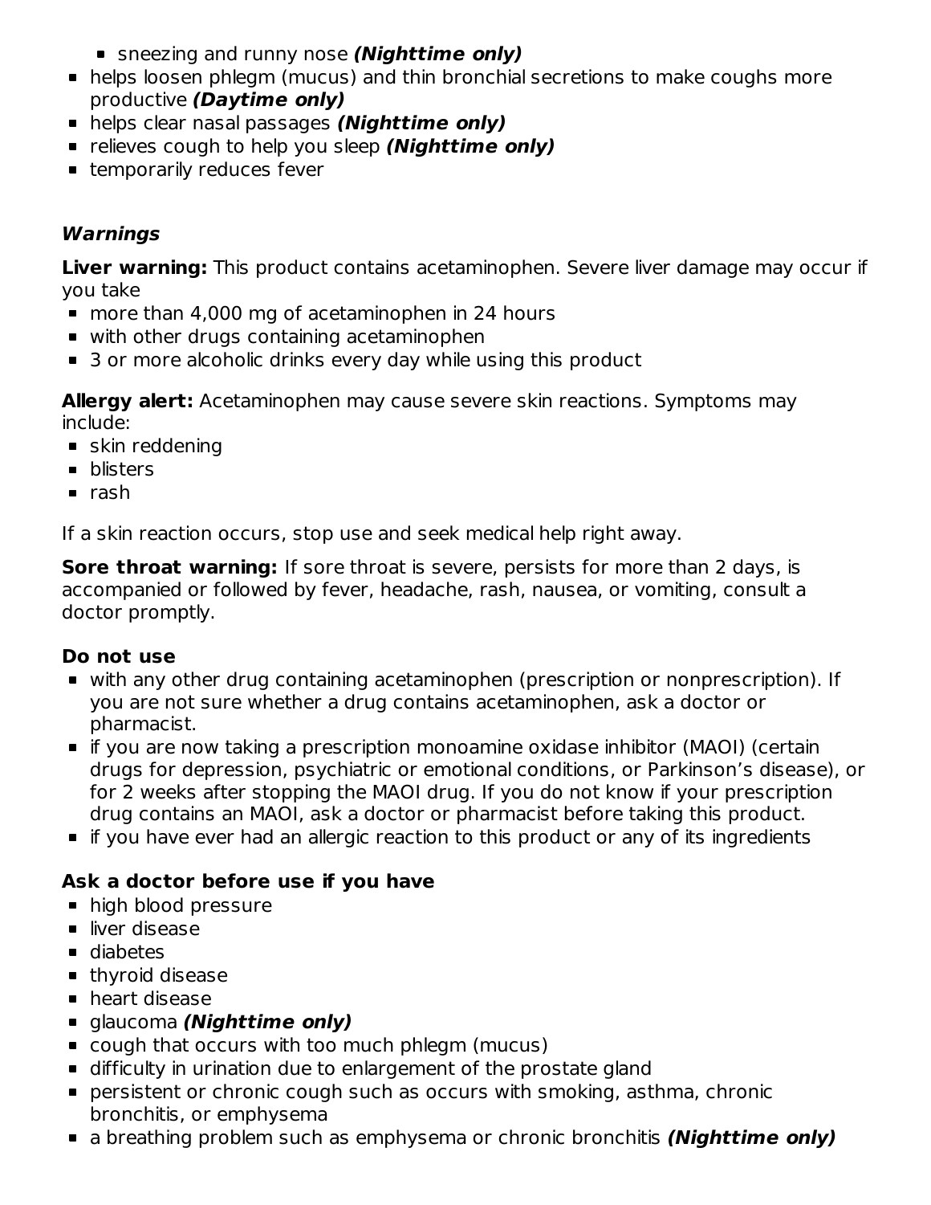- sneezing and runny nose ***(Nighttime only)***
- helps loosen phlegm (mucus) and thin bronchial secretions to make coughs more productive ***(Daytime only)***
- helps clear nasal passages ***(Nighttime only)***
- relieves cough to help you sleep ***(Nighttime only)***
- temporarily reduces fever

### *Warnings*

**Liver warning:** This product contains acetaminophen. Severe liver damage may occur if you take

- more than 4,000 mg of acetaminophen in 24 hours
- with other drugs containing acetaminophen
- 3 or more alcoholic drinks every day while using this product

**Allergy alert:** Acetaminophen may cause severe skin reactions. Symptoms may include:

- skin reddening
- blisters
- rash

If a skin reaction occurs, stop use and seek medical help right away.

**Sore throat warning:** If sore throat is severe, persists for more than 2 days, is accompanied or followed by fever, headache, rash, nausea, or vomiting, consult a doctor promptly.

**Do not use**

- with any other drug containing acetaminophen (prescription or nonprescription). If you are not sure whether a drug contains acetaminophen, ask a doctor or pharmacist.
- if you are now taking a prescription monoamine oxidase inhibitor (MAOI) (certain drugs for depression, psychiatric or emotional conditions, or Parkinson's disease), or for 2 weeks after stopping the MAOI drug. If you do not know if your prescription drug contains an MAOI, ask a doctor or pharmacist before taking this product.
- if you have ever had an allergic reaction to this product or any of its ingredients

**Ask a doctor before use if you have**

- high blood pressure
- liver disease
- diabetes
- thyroid disease
- heart disease
- glaucoma ***(Nighttime only)***
- cough that occurs with too much phlegm (mucus)
- difficulty in urination due to enlargement of the prostate gland
- persistent or chronic cough such as occurs with smoking, asthma, chronic bronchitis, or emphysema
- a breathing problem such as emphysema or chronic bronchitis ***(Nighttime only)***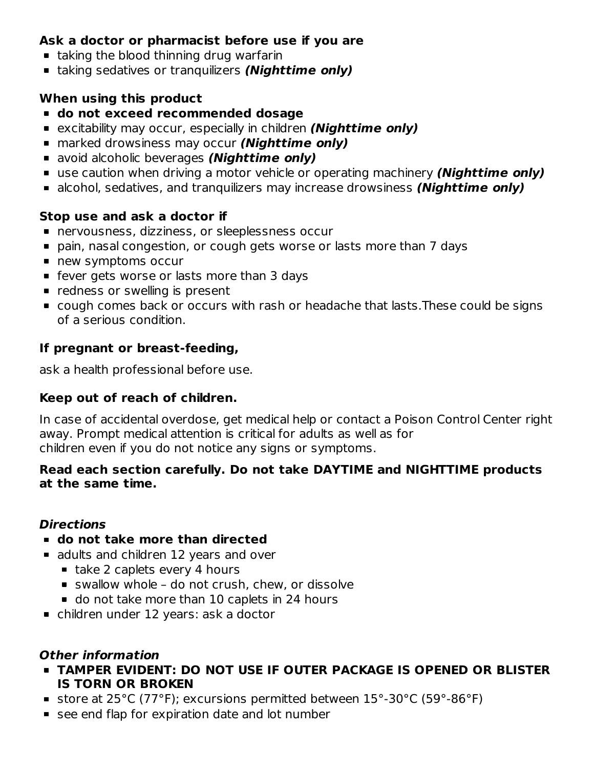**Ask a doctor or pharmacist before use if you are**

- taking the blood thinning drug warfarin
- taking sedatives or tranquilizers ***(Nighttime only)***

**When using this product**

- **do not exceed recommended dosage**
- excitability may occur, especially in children ***(Nighttime only)***
- marked drowsiness may occur ***(Nighttime only)***
- avoid alcoholic beverages ***(Nighttime only)***
- use caution when driving a motor vehicle or operating machinery ***(Nighttime only)***
- alcohol, sedatives, and tranquilizers may increase drowsiness ***(Nighttime only)***

**Stop use and ask a doctor if**

- nervousness, dizziness, or sleeplessness occur
- pain, nasal congestion, or cough gets worse or lasts more than 7 days
- new symptoms occur
- fever gets worse or lasts more than 3 days
- redness or swelling is present
- cough comes back or occurs with rash or headache that lasts.These could be signs of a serious condition.

**If pregnant or breast-feeding,**

ask a health professional before use.

**Keep out of reach of children.**

In case of accidental overdose, get medical help or contact a Poison Control Center right away. Prompt medical attention is critical for adults as well as for children even if you do not notice any signs or symptoms.

**Read each section carefully. Do not take DAYTIME and NIGHTTIME products at the same time.**

***Directions***

- **do not take more than directed**
- adults and children 12 years and over
  - take 2 caplets every 4 hours
  - swallow whole – do not crush, chew, or dissolve
  - do not take more than 10 caplets in 24 hours
- children under 12 years: ask a doctor

***Other information***

- **TAMPER EVIDENT: DO NOT USE IF OUTER PACKAGE IS OPENED OR BLISTER IS TORN OR BROKEN**
- store at 25°C (77°F); excursions permitted between 15°-30°C (59°-86°F)
- see end flap for expiration date and lot number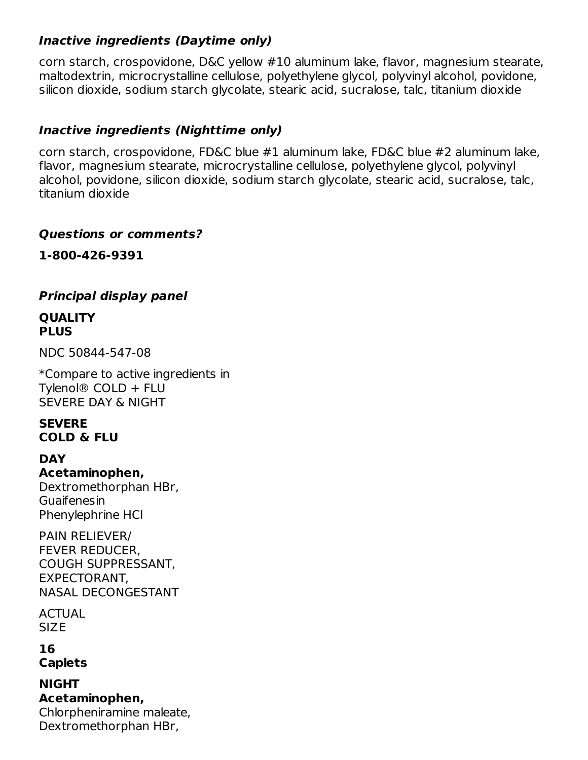### *Inactive ingredients (Daytime only)*

corn starch, crospovidone, D&C yellow #10 aluminum lake, flavor, magnesium stearate, maltodextrin, microcrystalline cellulose, polyethylene glycol, polyvinyl alcohol, povidone, silicon dioxide, sodium starch glycolate, stearic acid, sucralose, talc, titanium dioxide

### *Inactive ingredients (Nighttime only)*

corn starch, crospovidone, FD&C blue #1 aluminum lake, FD&C blue #2 aluminum lake, flavor, magnesium stearate, microcrystalline cellulose, polyethylene glycol, polyvinyl alcohol, povidone, silicon dioxide, sodium starch glycolate, stearic acid, sucralose, talc, titanium dioxide

### *Questions or comments?*

**1-800-426-9391**

### *Principal display panel*

**QUALITY PLUS**

NDC 50844-547-08

*Compare to active ingredients in Tylenol® COLD + FLU SEVERE DAY & NIGHT

**SEVERE COLD & FLU**

**DAY**
**Acetaminophen,**
Dextromethorphan HBr,
Guaifenesin
Phenylephrine HCl

PAIN RELIEVER/
FEVER REDUCER,
COUGH SUPPRESSANT,
EXPECTORANT,
NASAL DECONGESTANT

ACTUAL SIZE

**16 Caplets**

**NIGHT**
**Acetaminophen,**
Chlorpheniramine maleate,
Dextromethorphan HBr,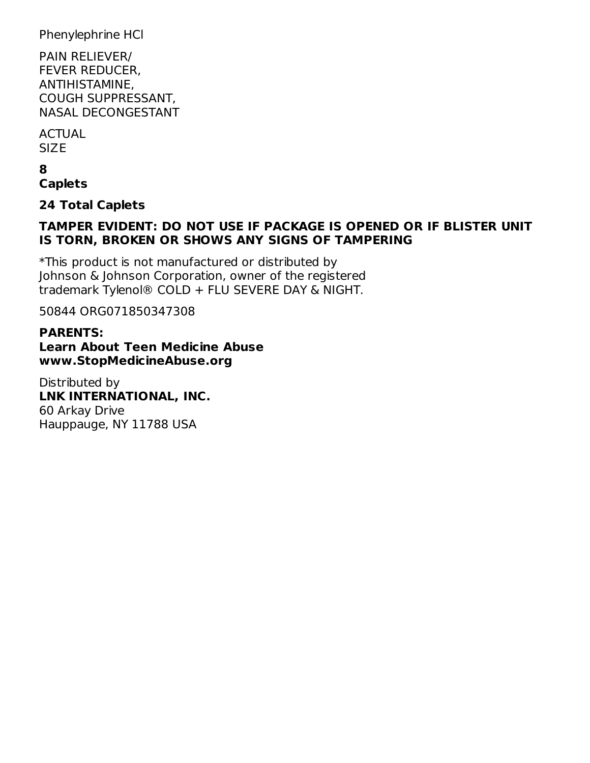Phenylephrine HCl

PAIN RELIEVER/
FEVER REDUCER,
ANTIHISTAMINE,
COUGH SUPPRESSANT,
NASAL DECONGESTANT

ACTUAL
SIZE

**8**
**Caplets**

**24 Total Caplets**

**TAMPER EVIDENT: DO NOT USE IF PACKAGE IS OPENED OR IF BLISTER UNIT IS TORN, BROKEN OR SHOWS ANY SIGNS OF TAMPERING**

*This product is not manufactured or distributed by Johnson & Johnson Corporation, owner of the registered trademark Tylenol® COLD + FLU SEVERE DAY & NIGHT.

50844 ORG071850347308

**PARENTS:**
**Learn About Teen Medicine Abuse**
**www.StopMedicineAbuse.org**

Distributed by
**LNK INTERNATIONAL, INC.**
60 Arkay Drive
Hauppauge, NY 11788 USA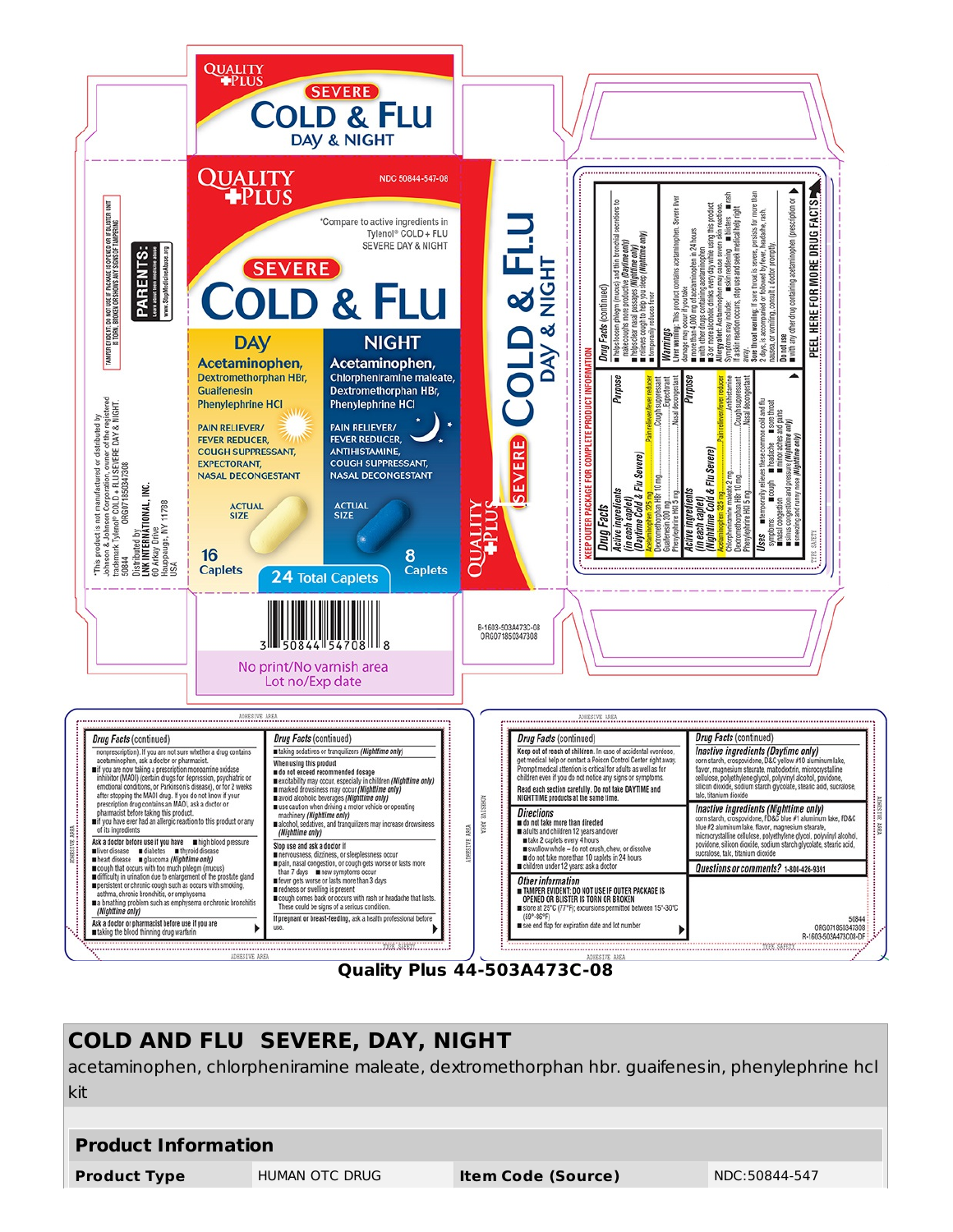QUALITY PLUS

SEVERE

# COLD & FLU

DAY & NIGHT

NDC 50844-547-08

*Compare to active ingredients in Tylenol® COLD + FLU SEVERE DAY & NIGHT

**DAY**

**Acetaminophen,** Dextromethorphan HBr, Guaifenesin Phenylephrine HCl

PAIN RELIEVER/ FEVER REDUCER, COUGH SUPPRESSANT, EXPECTORANT, NASAL DECONGESTANT

ACTUAL SIZE

16 Caplets

**NIGHT**

**Acetaminophen,** Chlorpheniramine maleate, Dextromethorphan HBr, Phenylephrine HCl

PAIN RELIEVER/ FEVER REDUCER, ANTIHISTAMINE, COUGH SUPPRESSANT, NASAL DECONGESTANT

ACTUAL SIZE

8 Caplets

24 Total Caplets

3 50844 54708 8

No print/No varnish area
Lot no/Exp date

*This product is not manufactured or distributed by Johnson & Johnson Corporation, owner of the registered trademark Tylenol® COLD + FLU SEVERE DAY & NIGHT.

50844 ORG071850347308

Distributed by: LNK INTERNATIONAL, INC. 60 Arkay Drive Hauppauge, NY 11788 USA

PARENTS: Learn about teen medicine abuse www.StopMedicineAbuse.org

TAMPER EVIDENT: DO NOT USE IF PACKAGE IS OPENED OR IF BLISTER UNIT IS TORN, BROKEN OR SHOWS ANY SIGNS OF TAMPERING

R-1603-503A473C-08
ORG071850347308

KEEP OUTER PACKAGE FOR COMPLETE PRODUCT INFORMATION

**Drug Facts**

| Active ingredients (in each caplet) (Daytime Cold & Flu Severe) | Purpose |
|---|---|
| Acetaminophen 325 mg | Pain reliever/fever reducer |
| Dextromethorphan HBr 10 mg | Cough suppressant |
| Guaifenesin 200 mg | Expectorant |
| Phenylephrine HCl 5 mg | Nasal decongestant |

| Active ingredients (in each caplet) (Nighttime Cold & Flu Severe) | Purpose |
|---|---|
| Acetaminophen 325 mg | Pain reliever/fever reducer |
| Chlorpheniramine maleate 2 mg | Antihistamine |
| Dextromethorphan HBr 10 mg | Cough suppressant |
| Phenylephrine HCl 5 mg | Nasal decongestant |

**Uses** ■ temporarily relieves these common cold and flu symptoms: ■ cough ■ sore throat ■ nasal congestion ■ headache ■ minor aches and pains ■ sinus congestion and pressure (Nighttime only) ■ sneezing and runny nose (Nighttime only)

**Drug Facts (continued)**

■ helps loosen phlegm (mucus) and thin bronchial secretions to make coughs more productive (Daytime only)
■ helps clear nasal passages (Nighttime only)
■ relieves cough to help you sleep (Nighttime only)
■ temporarily reduces fever

**Warnings**

**Liver warning:** This product contains acetaminophen. Severe liver damage may occur if you take
■ more than 4,000 mg of acetaminophen in 24 hours
■ with other drugs containing acetaminophen
■ 3 or more alcoholic drinks every day while using this product

**Allergy alert:** Acetaminophen may cause severe skin reactions. Symptoms may include: ■ skin reddening ■ blisters ■ rash
If a skin reaction occurs, stop use and seek medical help right away.

**Sore throat warning:** If sore throat is severe, persists for more than 2 days, is accompanied or followed by fever, headache, rash, nausea, or vomiting, consult a doctor promptly.

**Do not use**
■ with any other drug containing acetaminophen (prescription or

PEEL HERE FOR MORE DRUG FACTS

**Drug Facts (continued)**

nonprescription). If you are not sure whether a drug contains acetaminophen, ask a doctor or pharmacist.
■ if you are now taking a prescription monoamine oxidase inhibitor (MAOI) (certain drugs for depression, psychiatric or emotional conditions, or Parkinson's disease), or for 2 weeks after stopping the MAOI drug. If you do not know if your prescription drug contains an MAOI, ask a doctor or pharmacist before taking this product.
■ if you have ever had an allergic reaction to this product or any of its ingredients

**Ask a doctor before use if you have**
■ liver disease ■ diabetes ■ thyroid disease ■ high blood pressure
■ heart disease ■ glaucoma (Nighttime only)
■ cough that occurs with too much phlegm (mucus)
■ difficulty in urination due to enlargement of the prostate gland
■ persistent or chronic cough such as occurs with smoking, asthma, chronic bronchitis, or emphysema
■ a breathing problem such as emphysema or chronic bronchitis (Nighttime only)

**Ask a doctor or pharmacist before use if you are**
■ taking the blood thinning drug warfarin
■ taking sedatives or tranquilizers (Nighttime only)

**When using this product**
■ do not exceed recommended dosage
■ excitability may occur, especially in children (Nighttime only)
■ marked drowsiness may occur (Nighttime only)
■ avoid alcoholic beverages (Nighttime only)
■ use caution when driving a motor vehicle or operating machinery (Nighttime only)
■ alcohol, sedatives, and tranquilizers may increase drowsiness (Nighttime only)

**Stop use and ask a doctor if**
■ nervousness, dizziness, or sleeplessness occur
■ pain, nasal congestion, or cough gets worse or lasts more than 7 days ■ new symptoms occur
■ fever gets worse or lasts more than 3 days
■ redness or swelling is present
■ cough comes back or occurs with rash or headache that lasts. These could be signs of a serious condition.

**If pregnant or breast-feeding,** ask a health professional before use.

**Drug Facts (continued)**

**Keep out of reach of children.** In case of accidental overdose, get medical help or contact a Poison Control Center right away. Prompt medical attention is critical for adults as well as for children even if you do not notice any signs or symptoms.

**Read each section carefully. Do not take DAYTIME and NIGHTTIME products at the same time.**

**Directions**
■ do not take more than directed
■ adults and children 12 years and over
 ■ take 2 caplets every 4 hours
 ■ swallow whole – do not crush, chew, or dissolve
 ■ do not take more than 10 caplets in 24 hours
■ children under 12 years: ask a doctor

**Other information**
■ TAMPER EVIDENT: DO NOT USE IF OUTER PACKAGE IS OPENED OR BLISTER IS TORN OR BROKEN
■ store at 25°C (77°F); excursions permitted between 15°-30°C (59°-86°F)
■ see end flap for expiration date and lot number

**Inactive ingredients (Daytime only)**
corn starch, crospovidone, D&C yellow #10 aluminum lake, flavor, magnesium stearate, maltodextrin, microcrystalline cellulose, polyethylene glycol, polyvinyl alcohol, povidone, silicon dioxide, sodium starch glycolate, stearic acid, sucralose, talc, titanium dioxide

**Inactive ingredients (Nighttime only)**
corn starch, crospovidone, FD&C blue #1 aluminum lake, FD&C blue #2 aluminum lake, flavor, magnesium stearate, microcrystalline cellulose, polyethylene glycol, polyvinyl alcohol, povidone, silicon dioxide, sodium starch glycolate, stearic acid, sucralose, talc, titanium dioxide

**Questions or comments?** 1-800-426-9391

50844
ORG071850347308
R-1603-503A473C08-DF

**Quality Plus 44-503A473C-08**

## COLD AND FLU SEVERE, DAY, NIGHT

acetaminophen, chlorpheniramine maleate, dextromethorphan hbr. guaifenesin, phenylephrine hcl kit

### Product Information

| Product Type | HUMAN OTC DRUG | Item Code (Source) | NDC:50844-547 |
|---|---|---|---|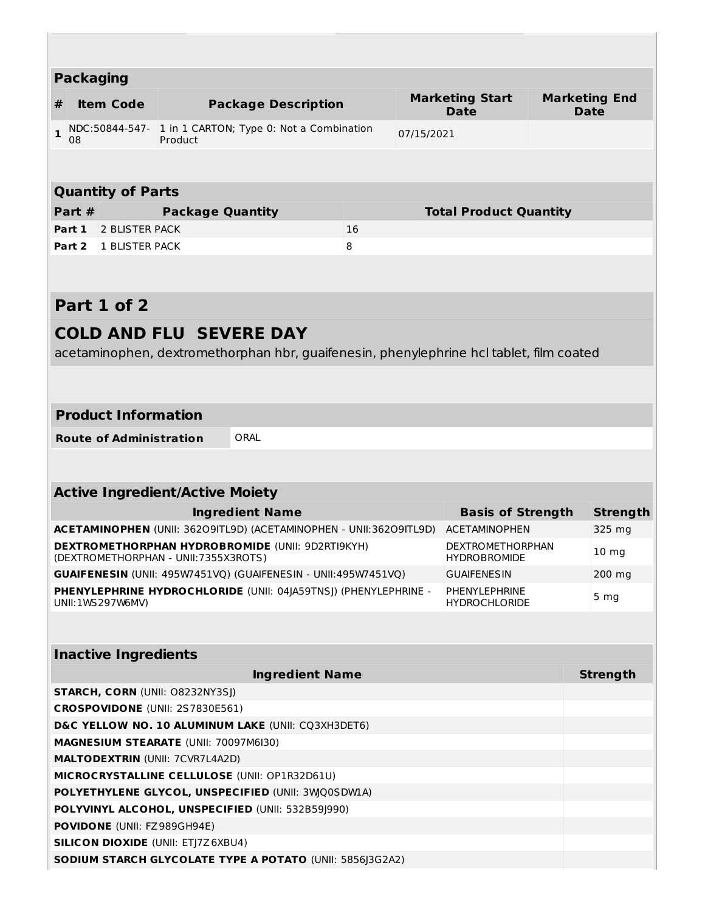## Packaging

| # | Item Code | Package Description | Marketing Start Date | Marketing End Date |
|---|---|---|---|---|
| 1 | NDC:50844-547-08 | 1 in 1 CARTON; Type 0: Not a Combination Product | 07/15/2021 | |

## Quantity of Parts

| Part # | Package Quantity | Total Product Quantity |
|---|---|---|
| Part 1 | 2 BLISTER PACK | 16 |
| Part 2 | 1 BLISTER PACK | 8 |

## Part 1 of 2

## COLD AND FLU SEVERE DAY

acetaminophen, dextromethorphan hbr, guaifenesin, phenylephrine hcl tablet, film coated

| Product Information | |
|---|---|
| **Route of Administration** | ORAL |

## Active Ingredient/Active Moiety

| Ingredient Name | Basis of Strength | Strength |
|---|---|---|
| **ACETAMINOPHEN** (UNII: 362O9ITL9D) (ACETAMINOPHEN - UNII:362O9ITL9D) | ACETAMINOPHEN | 325 mg |
| **DEXTROMETHORPHAN HYDROBROMIDE** (UNII: 9D2RTI9KYH) (DEXTROMETHORPHAN - UNII:7355X3ROTS) | DEXTROMETHORPHAN HYDROBROMIDE | 10 mg |
| **GUAIFENESIN** (UNII: 495W7451VQ) (GUAIFENESIN - UNII:495W7451VQ) | GUAIFENESIN | 200 mg |
| **PHENYLEPHRINE HYDROCHLORIDE** (UNII: 04JA59TNSJ) (PHENYLEPHRINE - UNII:1WS297W6MV) | PHENYLEPHRINE HYDROCHLORIDE | 5 mg |

## Inactive Ingredients

| Ingredient Name | Strength |
|---|---|
| **STARCH, CORN** (UNII: O8232NY3SJ) | |
| **CROSPOVIDONE** (UNII: 2S7830E561) | |
| **D&C YELLOW NO. 10 ALUMINUM LAKE** (UNII: CQ3XH3DET6) | |
| **MAGNESIUM STEARATE** (UNII: 70097M6I30) | |
| **MALTODEXTRIN** (UNII: 7CVR7L4A2D) | |
| **MICROCRYSTALLINE CELLULOSE** (UNII: OP1R32D61U) | |
| **POLYETHYLENE GLYCOL, UNSPECIFIED** (UNII: 3WQ0SDW1A) | |
| **POLYVINYL ALCOHOL, UNSPECIFIED** (UNII: 532B59J990) | |
| **POVIDONE** (UNII: FZ989GH94E) | |
| **SILICON DIOXIDE** (UNII: ETJ7Z6XBU4) | |
| **SODIUM STARCH GLYCOLATE TYPE A POTATO** (UNII: 5856J3G2A2) | |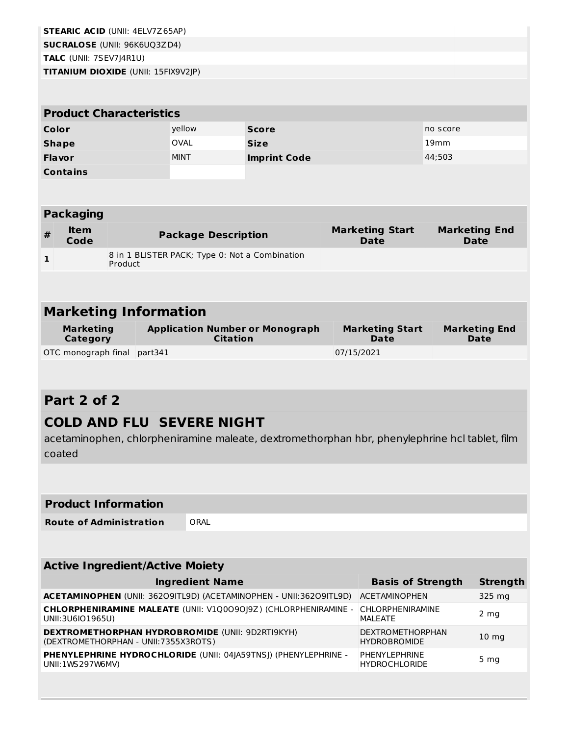| | |
|---|---|
| **STEARIC ACID** (UNII: 4ELV7Z65AP) | |
| **SUCRALOSE** (UNII: 96K6UQ3ZD4) | |
| **TALC** (UNII: 7SEV7J4R1U) | |
| **TITANIUM DIOXIDE** (UNII: 15FIX9V2JP) | |

| Product Characteristics | | | |
|---|---|---|---|
| **Color** | yellow | **Score** | no score |
| **Shape** | OVAL | **Size** | 19mm |
| **Flavor** | MINT | **Imprint Code** | 44;503 |
| **Contains** | | | |

| Packaging | | | | |
|---|---|---|---|---|
| **#** | **Item Code** | **Package Description** | **Marketing Start Date** | **Marketing End Date** |
| 1 | | 8 in 1 BLISTER PACK; Type 0: Not a Combination Product | | |

## Marketing Information

| Marketing Category | Application Number or Monograph Citation | Marketing Start Date | Marketing End Date |
|---|---|---|---|
| OTC monograph final | part341 | 07/15/2021 | |

## Part 2 of 2

## COLD AND FLU SEVERE NIGHT

acetaminophen, chlorpheniramine maleate, dextromethorphan hbr, phenylephrine hcl tablet, film coated

| Product Information | |
|---|---|
| **Route of Administration** | ORAL |

| Active Ingredient/Active Moiety | | |
|---|---|---|
| **Ingredient Name** | **Basis of Strength** | **Strength** |
| **ACETAMINOPHEN** (UNII: 362O9ITL9D) (ACETAMINOPHEN - UNII:362O9ITL9D) | ACETAMINOPHEN | 325 mg |
| **CHLORPHENIRAMINE MALEATE** (UNII: V1Q0O9OJ9Z) (CHLORPHENIRAMINE - UNII:3U6IO1965U) | CHLORPHENIRAMINE MALEATE | 2 mg |
| **DEXTROMETHORPHAN HYDROBROMIDE** (UNII: 9D2RTI9KYH) (DEXTROMETHORPHAN - UNII:7355X3ROTS) | DEXTROMETHORPHAN HYDROBROMIDE | 10 mg |
| **PHENYLEPHRINE HYDROCHLORIDE** (UNII: 04JA59TNSJ) (PHENYLEPHRINE - UNII:1WS297W6MV) | PHENYLEPHRINE HYDROCHLORIDE | 5 mg |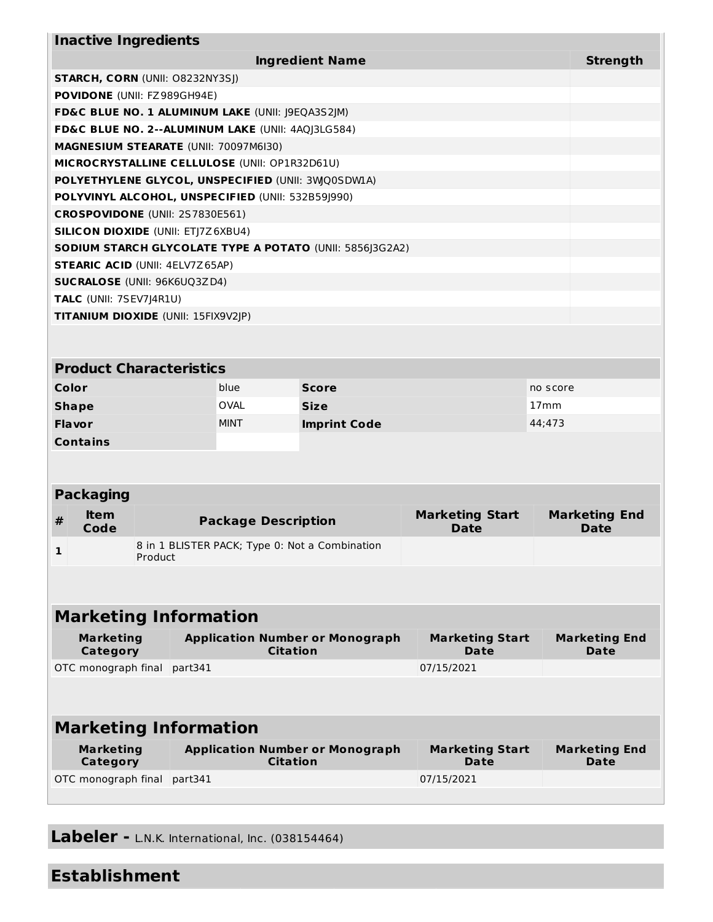| Inactive Ingredients | |
|---|---|
| **Ingredient Name** | **Strength** |
| **STARCH, CORN** (UNII: O8232NY3SJ) | |
| **POVIDONE** (UNII: FZ989GH94E) | |
| **FD&C BLUE NO. 1 ALUMINUM LAKE** (UNII: J9EQA3S2JM) | |
| **FD&C BLUE NO. 2--ALUMINUM LAKE** (UNII: 4AQJ3LG584) | |
| **MAGNESIUM STEARATE** (UNII: 70097M6I30) | |
| **MICROCRYSTALLINE CELLULOSE** (UNII: OP1R32D61U) | |
| **POLYETHYLENE GLYCOL, UNSPECIFIED** (UNII: 3WJQ0SDW1A) | |
| **POLYVINYL ALCOHOL, UNSPECIFIED** (UNII: 532B59J990) | |
| **CROSPOVIDONE** (UNII: 2S7830E561) | |
| **SILICON DIOXIDE** (UNII: ETJ7Z6XBU4) | |
| **SODIUM STARCH GLYCOLATE TYPE A POTATO** (UNII: 5856J3G2A2) | |
| **STEARIC ACID** (UNII: 4ELV7Z65AP) | |
| **SUCRALOSE** (UNII: 96K6UQ3ZD4) | |
| **TALC** (UNII: 7SEV7J4R1U) | |
| **TITANIUM DIOXIDE** (UNII: 15FIX9V2JP) | |

| Product Characteristics | | | |
|---|---|---|---|
| **Color** | blue | **Score** | no score |
| **Shape** | OVAL | **Size** | 17mm |
| **Flavor** | MINT | **Imprint Code** | 44;473 |
| **Contains** | | | |

| Packaging | | | | |
|---|---|---|---|---|
| **#** | **Item Code** | **Package Description** | **Marketing Start Date** | **Marketing End Date** |
| **1** | | 8 in 1 BLISTER PACK; Type 0: Not a Combination Product | | |

| Marketing Information | | | |
|---|---|---|---|
| **Marketing Category** | **Application Number or Monograph Citation** | **Marketing Start Date** | **Marketing End Date** |
| OTC monograph final | part341 | 07/15/2021 | |

| Marketing Information | | | |
|---|---|---|---|
| **Marketing Category** | **Application Number or Monograph Citation** | **Marketing Start Date** | **Marketing End Date** |
| OTC monograph final | part341 | 07/15/2021 | |

## Labeler - L.N.K. International, Inc. (038154464)

## Establishment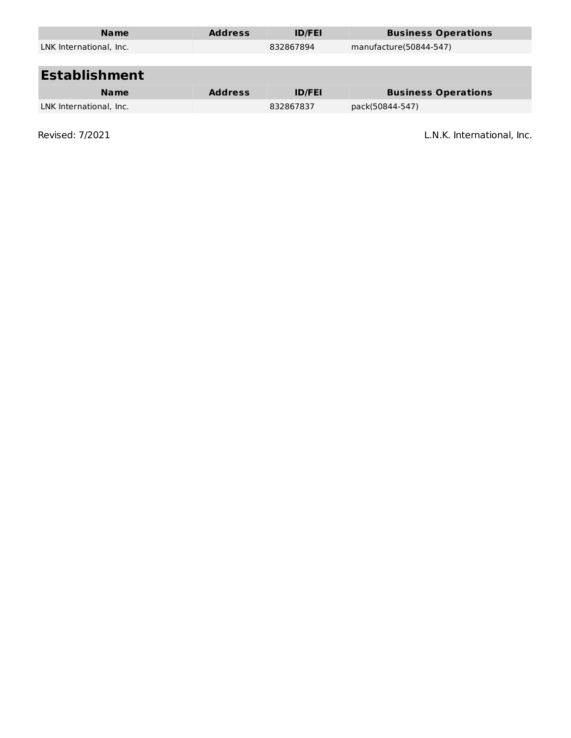| Name | Address | ID/FEI | Business Operations |
| --- | --- | --- | --- |
| LNK International, Inc. | | 832867894 | manufacture(50844-547) |

## Establishment

| Name | Address | ID/FEI | Business Operations |
| --- | --- | --- | --- |
| LNK International, Inc. | | 832867837 | pack(50844-547) |

Revised: 7/2021

L.N.K. International, Inc.